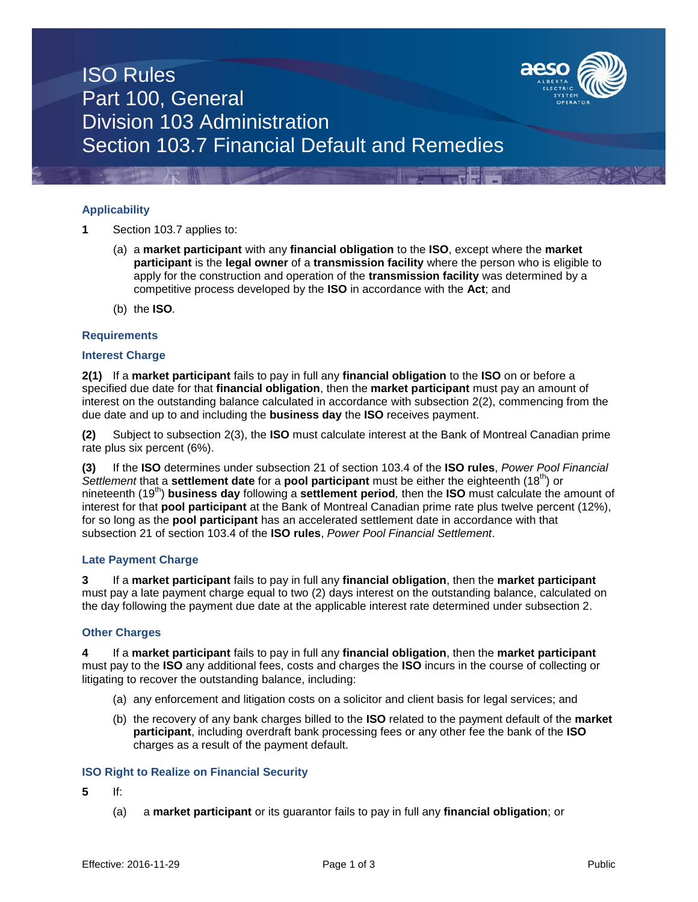# ISO Rules
# Part 100, General
# Division 103 Administration
# Section 103.7 Financial Default and Remedies

## Applicability

**1** Section 103.7 applies to:

(a) a **market participant** with any **financial obligation** to the **ISO**, except where the **market participant** is the **legal owner** of a **transmission facility** where the person who is eligible to apply for the construction and operation of the **transmission facility** was determined by a competitive process developed by the **ISO** in accordance with the **Act**; and

(b) the **ISO**.

## Requirements

### Interest Charge

**2(1)** If a **market participant** fails to pay in full any **financial obligation** to the **ISO** on or before a specified due date for that **financial obligation**, then the **market participant** must pay an amount of interest on the outstanding balance calculated in accordance with subsection 2(2), commencing from the due date and up to and including the **business day** the **ISO** receives payment.

**(2)** Subject to subsection 2(3), the **ISO** must calculate interest at the Bank of Montreal Canadian prime rate plus six percent (6%).

**(3)** If the **ISO** determines under subsection 21 of section 103.4 of the **ISO rules**, *Power Pool Financial Settlement* that a **settlement date** for a **pool participant** must be either the eighteenth (18th) or nineteenth (19th) **business day** following a **settlement period***,* then the **ISO** must calculate the amount of interest for that **pool participant** at the Bank of Montreal Canadian prime rate plus twelve percent (12%), for so long as the **pool participant** has an accelerated settlement date in accordance with that subsection 21 of section 103.4 of the **ISO rules**, *Power Pool Financial Settlement*.

### Late Payment Charge

**3** If a **market participant** fails to pay in full any **financial obligation**, then the **market participant** must pay a late payment charge equal to two (2) days interest on the outstanding balance, calculated on the day following the payment due date at the applicable interest rate determined under subsection 2.

### Other Charges

**4** If a **market participant** fails to pay in full any **financial obligation**, then the **market participant** must pay to the **ISO** any additional fees, costs and charges the **ISO** incurs in the course of collecting or litigating to recover the outstanding balance, including:

(a) any enforcement and litigation costs on a solicitor and client basis for legal services; and

(b) the recovery of any bank charges billed to the **ISO** related to the payment default of the **market participant**, including overdraft bank processing fees or any other fee the bank of the **ISO** charges as a result of the payment default.

### ISO Right to Realize on Financial Security

**5** If:

(a) a **market participant** or its guarantor fails to pay in full any **financial obligation**; or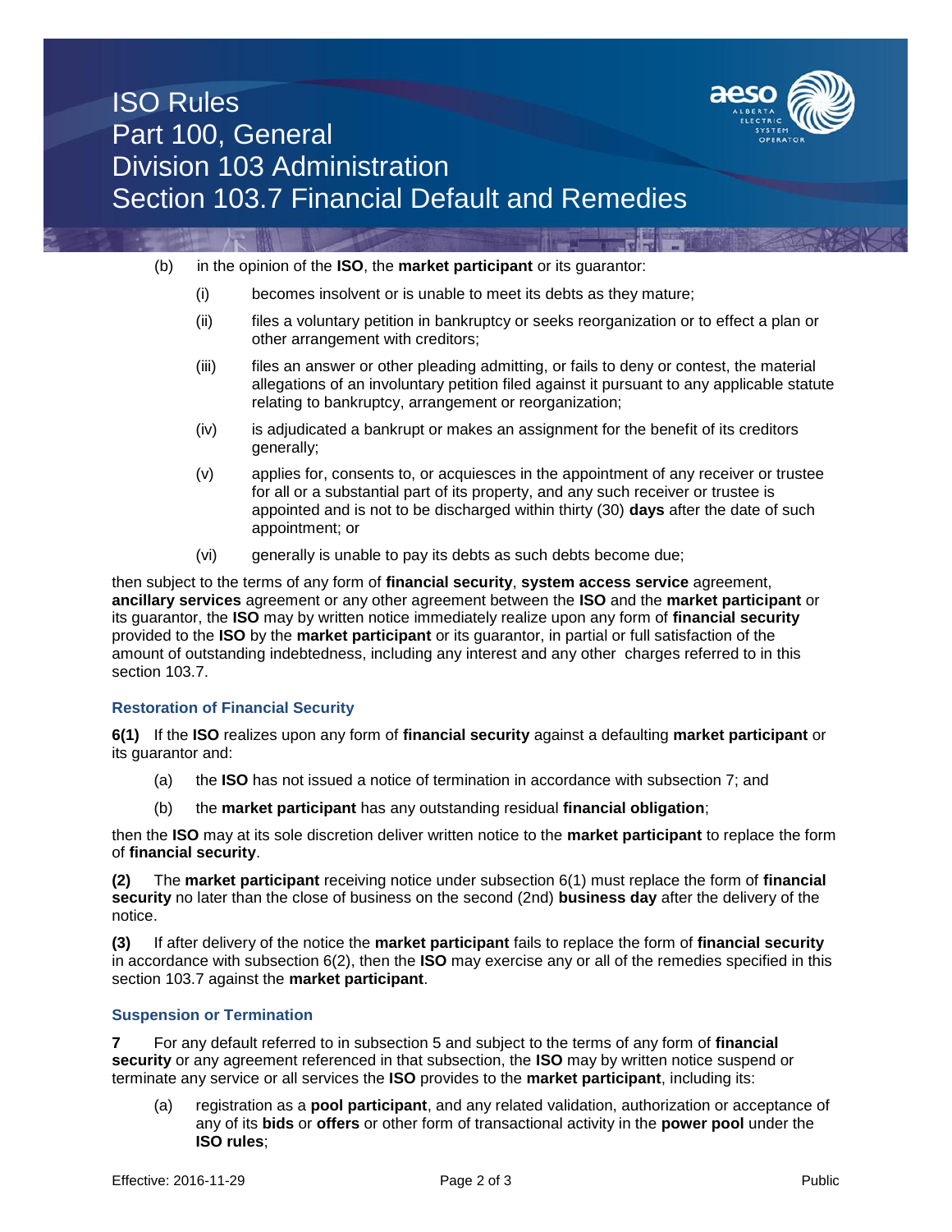(b) in the opinion of the **ISO**, the **market participant** or its guarantor:

   (i) becomes insolvent or is unable to meet its debts as they mature;

   (ii) files a voluntary petition in bankruptcy or seeks reorganization or to effect a plan or other arrangement with creditors;

   (iii) files an answer or other pleading admitting, or fails to deny or contest, the material allegations of an involuntary petition filed against it pursuant to any applicable statute relating to bankruptcy, arrangement or reorganization;

   (iv) is adjudicated a bankrupt or makes an assignment for the benefit of its creditors generally;

   (v) applies for, consents to, or acquiesces in the appointment of any receiver or trustee for all or a substantial part of its property, and any such receiver or trustee is appointed and is not to be discharged within thirty (30) **days** after the date of such appointment; or

   (vi) generally is unable to pay its debts as such debts become due;

then subject to the terms of any form of **financial security**, **system access service** agreement, **ancillary services** agreement or any other agreement between the **ISO** and the **market participant** or its guarantor, the **ISO** may by written notice immediately realize upon any form of **financial security** provided to the **ISO** by the **market participant** or its guarantor, in partial or full satisfaction of the amount of outstanding indebtedness, including any interest and any other charges referred to in this section 103.7.

### Restoration of Financial Security

**6(1)** If the **ISO** realizes upon any form of **financial security** against a defaulting **market participant** or its guarantor and:

   (a) the **ISO** has not issued a notice of termination in accordance with subsection 7; and

   (b) the **market participant** has any outstanding residual **financial obligation**;

then the **ISO** may at its sole discretion deliver written notice to the **market participant** to replace the form of **financial security**.

**(2)** The **market participant** receiving notice under subsection 6(1) must replace the form of **financial security** no later than the close of business on the second (2nd) **business day** after the delivery of the notice.

**(3)** If after delivery of the notice the **market participant** fails to replace the form of **financial security** in accordance with subsection 6(2), then the **ISO** may exercise any or all of the remedies specified in this section 103.7 against the **market participant**.

### Suspension or Termination

**7** For any default referred to in subsection 5 and subject to the terms of any form of **financial security** or any agreement referenced in that subsection, the **ISO** may by written notice suspend or terminate any service or all services the **ISO** provides to the **market participant**, including its:

   (a) registration as a **pool participant**, and any related validation, authorization or acceptance of any of its **bids** or **offers** or other form of transactional activity in the **power pool** under the **ISO rules**;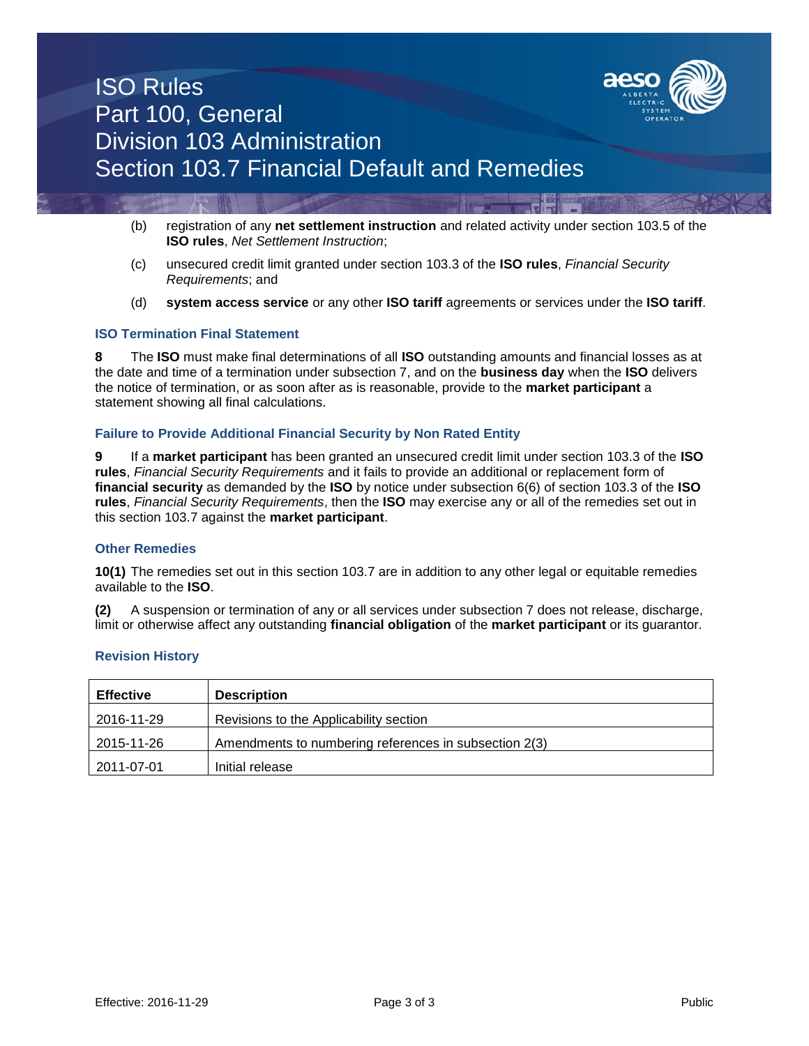(b) registration of any **net settlement instruction** and related activity under section 103.5 of the **ISO rules**, *Net Settlement Instruction*;

(c) unsecured credit limit granted under section 103.3 of the **ISO rules**, *Financial Security Requirements*; and

(d) **system access service** or any other **ISO tariff** agreements or services under the **ISO tariff**.

### ISO Termination Final Statement

**8** The **ISO** must make final determinations of all **ISO** outstanding amounts and financial losses as at the date and time of a termination under subsection 7, and on the **business day** when the **ISO** delivers the notice of termination, or as soon after as is reasonable, provide to the **market participant** a statement showing all final calculations.

### Failure to Provide Additional Financial Security by Non Rated Entity

**9** If a **market participant** has been granted an unsecured credit limit under section 103.3 of the **ISO rules**, *Financial Security Requirements* and it fails to provide an additional or replacement form of **financial security** as demanded by the **ISO** by notice under subsection 6(6) of section 103.3 of the **ISO rules**, *Financial Security Requirements*, then the **ISO** may exercise any or all of the remedies set out in this section 103.7 against the **market participant**.

### Other Remedies

**10(1)** The remedies set out in this section 103.7 are in addition to any other legal or equitable remedies available to the **ISO**.

**(2)** A suspension or termination of any or all services under subsection 7 does not release, discharge, limit or otherwise affect any outstanding **financial obligation** of the **market participant** or its guarantor.

### Revision History

| Effective | Description |
|---|---|
| 2016-11-29 | Revisions to the Applicability section |
| 2015-11-26 | Amendments to numbering references in subsection 2(3) |
| 2011-07-01 | Initial release |